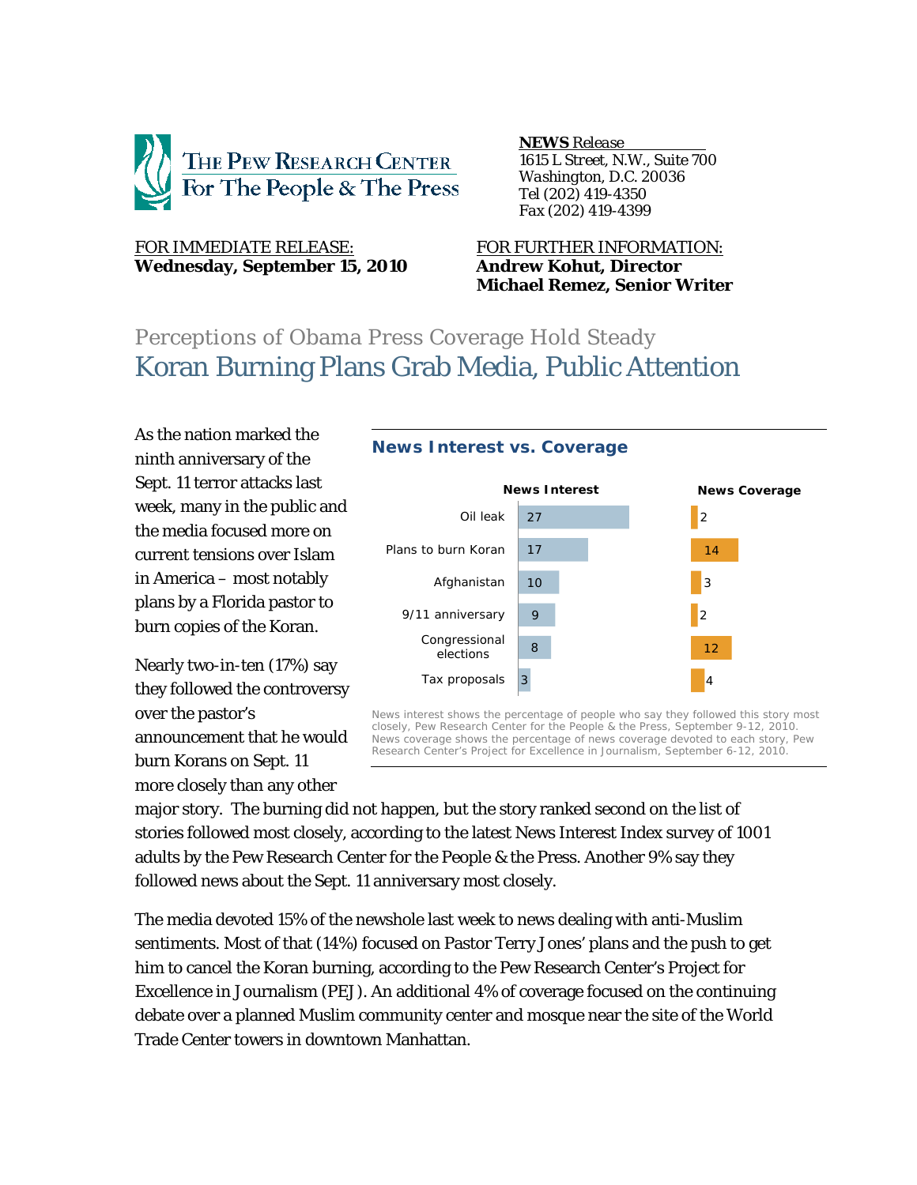**THE PEW RESEARCH CENTER**
**For The People & The Press**

**NEWS** *Release*
*1615 L Street, N.W., Suite 700*
*Washington, D.C. 20036*
*Tel (202) 419-4350*
*Fax (202) 419-4399*

FOR IMMEDIATE RELEASE:
**Wednesday, September 15, 2010**

FOR FURTHER INFORMATION:
**Andrew Kohut, Director**
**Michael Remez, Senior Writer**

## Perceptions of Obama Press Coverage Hold Steady

# Koran Burning Plans Grab Media, Public Attention

As the nation marked the ninth anniversary of the Sept. 11 terror attacks last week, many in the public and the media focused more on current tensions over Islam in America – most notably plans by a Florida pastor to burn copies of the Koran.

Nearly two-in-ten (17%) say they followed the controversy over the pastor's announcement that he would burn Korans on Sept. 11 more closely than any other major story. The burning did not happen, but the story ranked second on the list of stories followed most closely, according to the latest News Interest Index survey of 1001 adults by the Pew Research Center for the People & the Press. Another 9% say they followed news about the Sept. 11 anniversary most closely.

**News Interest vs. Coverage**

News Interest
News Coverage

Oil leak 27 2
Plans to burn Koran 17 14
Afghanistan 10 3
9/11 anniversary 9 2
Congressional elections 8 12
Tax proposals 3 4

News interest shows the percentage of people who say they followed this story most closely, Pew Research Center for the People & the Press, September 9-12, 2010. News coverage shows the percentage of news coverage devoted to each story, Pew Research Center's Project for Excellence in Journalism, September 6-12, 2010.

The media devoted 15% of the newshole last week to news dealing with anti-Muslim sentiments. Most of that (14%) focused on Pastor Terry Jones' plans and the push to get him to cancel the Koran burning, according to the Pew Research Center's Project for Excellence in Journalism (PEJ). An additional 4% of coverage focused on the continuing debate over a planned Muslim community center and mosque near the site of the World Trade Center towers in downtown Manhattan.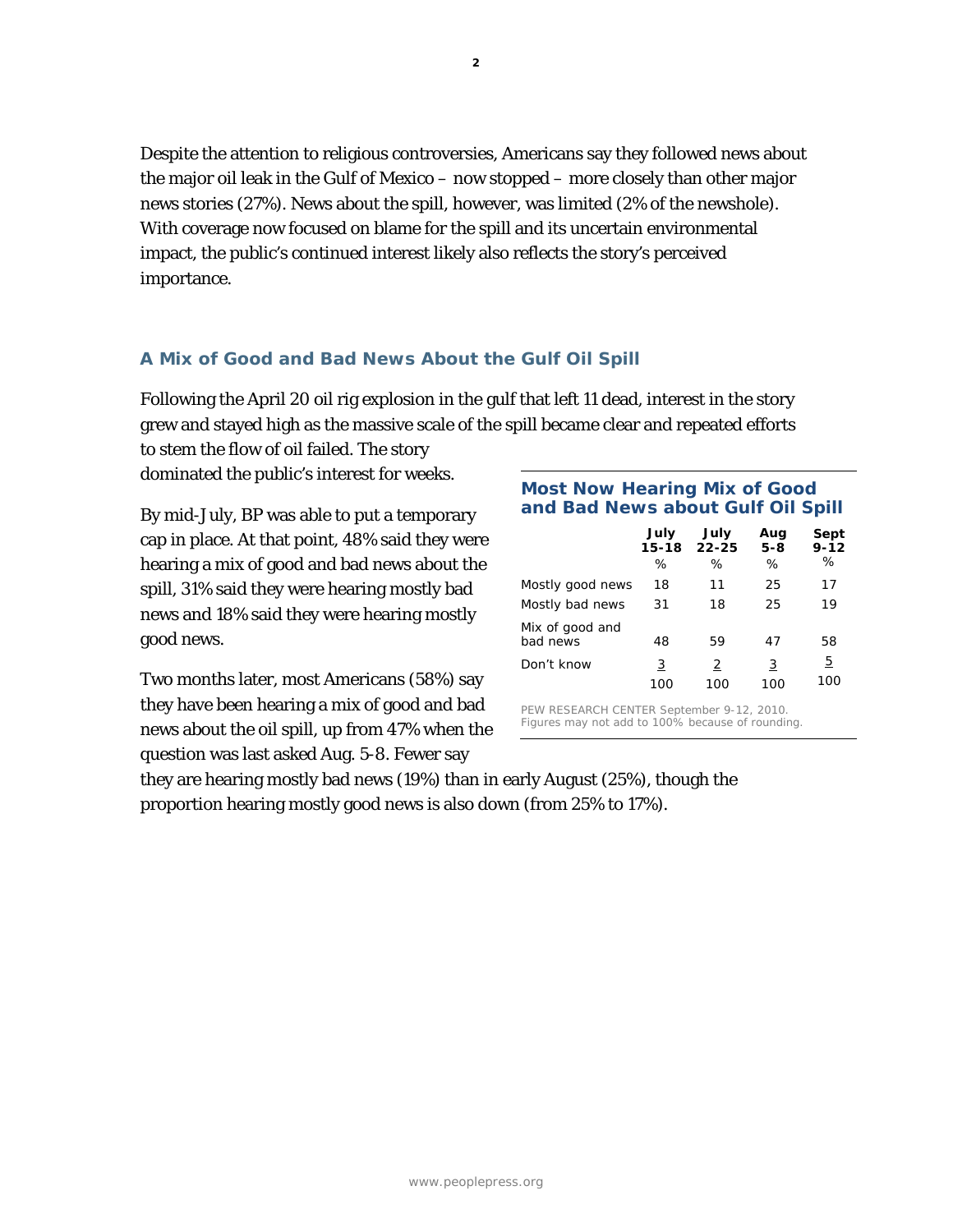Despite the attention to religious controversies, Americans say they followed news about the major oil leak in the Gulf of Mexico – now stopped – more closely than other major news stories (27%). News about the spill, however, was limited (2% of the newshole). With coverage now focused on blame for the spill and its uncertain environmental impact, the public's continued interest likely also reflects the story's perceived importance.

## A Mix of Good and Bad News About the Gulf Oil Spill

Following the April 20 oil rig explosion in the gulf that left 11 dead, interest in the story grew and stayed high as the massive scale of the spill became clear and repeated efforts to stem the flow of oil failed. The story dominated the public's interest for weeks.

By mid-July, BP was able to put a temporary cap in place. At that point, 48% said they were hearing a mix of good and bad news about the spill, 31% said they were hearing mostly bad news and 18% said they were hearing mostly good news.

Two months later, most Americans (58%) say they have been hearing a mix of good and bad news about the oil spill, up from 47% when the question was last asked Aug. 5-8. Fewer say they are hearing mostly bad news (19%) than in early August (25%), though the proportion hearing mostly good news is also down (from 25% to 17%).

### Most Now Hearing Mix of Good and Bad News about Gulf Oil Spill

| | July 15-18 | July 22-25 | Aug 5-8 | Sept 9-12 |
|---|---|---|---|---|
| | % | % | % | % |
| Mostly good news | 18 | 11 | 25 | 17 |
| Mostly bad news | 31 | 18 | 25 | 19 |
| Mix of good and bad news | 48 | 59 | 47 | 58 |
| Don't know | 3 | 2 | 3 | 5 |
| | 100 | 100 | 100 | 100 |

PEW RESEARCH CENTER September 9-12, 2010.
Figures may not add to 100% because of rounding.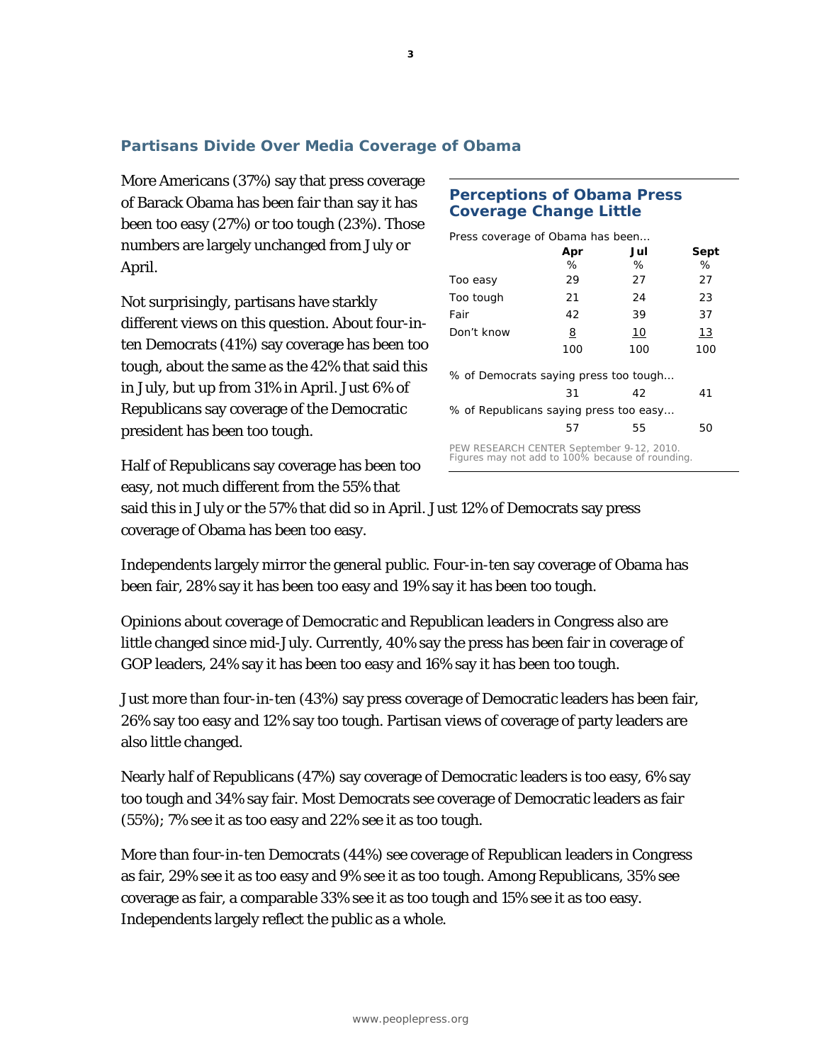## Partisans Divide Over Media Coverage of Obama

More Americans (37%) say that press coverage of Barack Obama has been fair than say it has been too easy (27%) or too tough (23%). Those numbers are largely unchanged from July or April.

Not surprisingly, partisans have starkly different views on this question. About four-in-ten Democrats (41%) say coverage has been too tough, about the same as the 42% that said this in July, but up from 31% in April. Just 6% of Republicans say coverage of the Democratic president has been too tough.

### Perceptions of Obama Press Coverage Change Little

*Press coverage of Obama has been…*

| | Apr | Jul | Sept |
|---|---|---|---|
| | % | % | % |
| Too easy | 29 | 27 | 27 |
| Too tough | 21 | 24 | 23 |
| Fair | 42 | 39 | 37 |
| Don't know | 8 | 10 | 13 |
| | 100 | 100 | 100 |
| % of Democrats saying press too tough… | | | |
| | 31 | 42 | 41 |
| % of Republicans saying press too easy… | | | |
| | 57 | 55 | 50 |

PEW RESEARCH CENTER September 9-12, 2010.
Figures may not add to 100% because of rounding.

Half of Republicans say coverage has been too easy, not much different from the 55% that said this in July or the 57% that did so in April. Just 12% of Democrats say press coverage of Obama has been too easy.

Independents largely mirror the general public. Four-in-ten say coverage of Obama has been fair, 28% say it has been too easy and 19% say it has been too tough.

Opinions about coverage of Democratic and Republican leaders in Congress also are little changed since mid-July. Currently, 40% say the press has been fair in coverage of GOP leaders, 24% say it has been too easy and 16% say it has been too tough.

Just more than four-in-ten (43%) say press coverage of Democratic leaders has been fair, 26% say too easy and 12% say too tough. Partisan views of coverage of party leaders are also little changed.

Nearly half of Republicans (47%) say coverage of Democratic leaders is too easy, 6% say too tough and 34% say fair. Most Democrats see coverage of Democratic leaders as fair (55%); 7% see it as too easy and 22% see it as too tough.

More than four-in-ten Democrats (44%) see coverage of Republican leaders in Congress as fair, 29% see it as too easy and 9% see it as too tough. Among Republicans, 35% see coverage as fair, a comparable 33% see it as too tough and 15% see it as too easy. Independents largely reflect the public as a whole.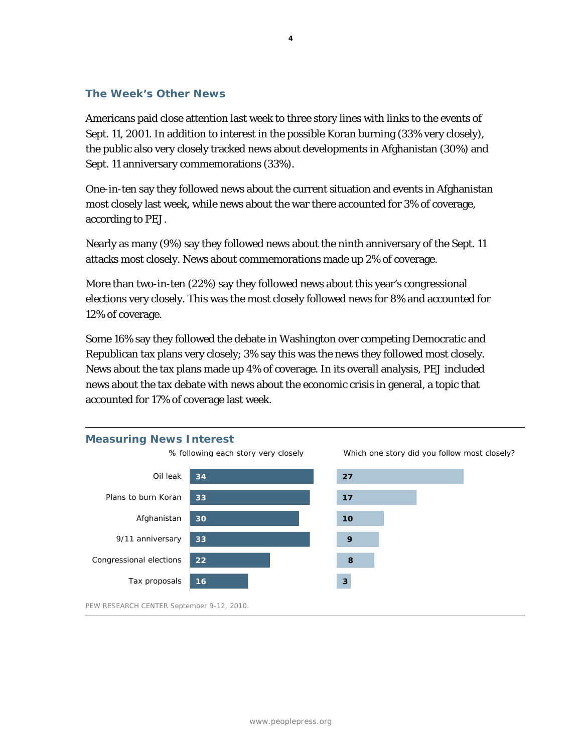### The Week's Other News

Americans paid close attention last week to three story lines with links to the events of Sept. 11, 2001. In addition to interest in the possible Koran burning (33% very closely), the public also very closely tracked news about developments in Afghanistan (30%) and Sept. 11 anniversary commemorations (33%).

One-in-ten say they followed news about the current situation and events in Afghanistan most closely last week, while news about the war there accounted for 3% of coverage, according to PEJ.

Nearly as many (9%) say they followed news about the ninth anniversary of the Sept. 11 attacks most closely. News about commemorations made up 2% of coverage.

More than two-in-ten (22%) say they followed news about this year's congressional elections very closely. This was the most closely followed news for 8% and accounted for 12% of coverage.

Some 16% say they followed the debate in Washington over competing Democratic and Republican tax plans very closely; 3% say this was the news they followed most closely. News about the tax plans made up 4% of coverage. In its overall analysis, PEJ included news about the tax debate with news about the economic crisis in general, a topic that accounted for 17% of coverage last week.

### Measuring News Interest

% following each story very closely

Which one story did you follow most closely?

Oil leak 34 27

Plans to burn Koran 33 17

Afghanistan 30 10

9/11 anniversary 33 9

Congressional elections 22 8

Tax proposals 16 3

PEW RESEARCH CENTER September 9-12, 2010.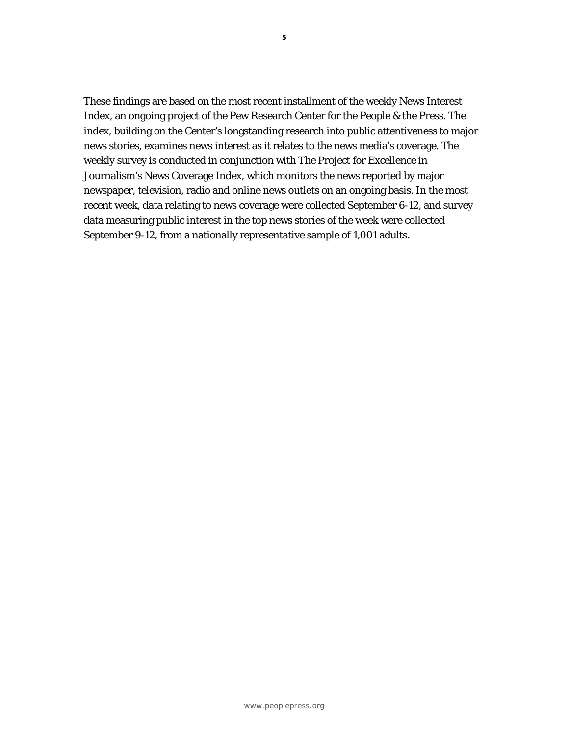These findings are based on the most recent installment of the weekly News Interest Index, an ongoing project of the Pew Research Center for the People & the Press. The index, building on the Center's longstanding research into public attentiveness to major news stories, examines news interest as it relates to the news media's coverage. The weekly survey is conducted in conjunction with The Project for Excellence in Journalism's News Coverage Index, which monitors the news reported by major newspaper, television, radio and online news outlets on an ongoing basis. In the most recent week, data relating to news coverage were collected September 6-12, and survey data measuring public interest in the top news stories of the week were collected September 9-12, from a nationally representative sample of 1,001 adults.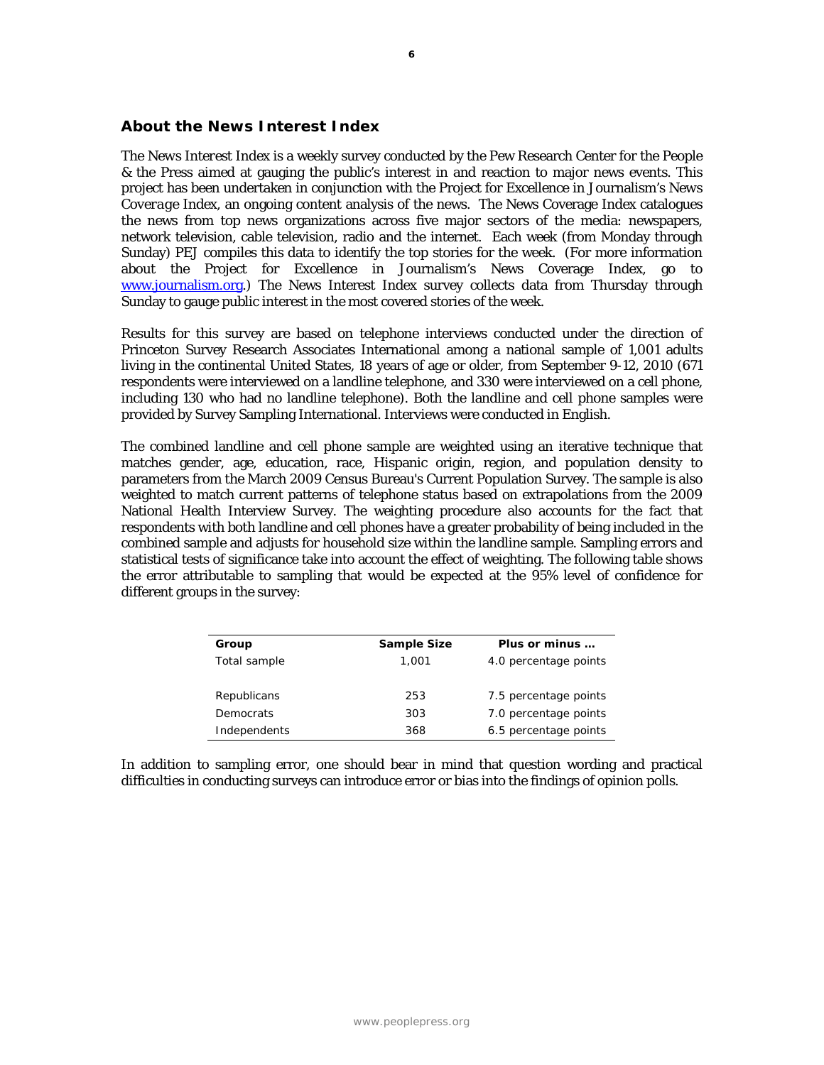## About the News Interest Index

The News Interest Index is a weekly survey conducted by the Pew Research Center for the People & the Press aimed at gauging the public's interest in and reaction to major news events. This project has been undertaken in conjunction with the Project for Excellence in Journalism's News Coverage Index, an ongoing content analysis of the news. The News Coverage Index catalogues the news from top news organizations across five major sectors of the media: newspapers, network television, cable television, radio and the internet. Each week (from Monday through Sunday) PEJ compiles this data to identify the top stories for the week. (For more information about the Project for Excellence in Journalism's News Coverage Index, go to www.journalism.org.) The News Interest Index survey collects data from Thursday through Sunday to gauge public interest in the most covered stories of the week.

Results for this survey are based on telephone interviews conducted under the direction of Princeton Survey Research Associates International among a national sample of 1,001 adults living in the continental United States, 18 years of age or older, from September 9-12, 2010 (671 respondents were interviewed on a landline telephone, and 330 were interviewed on a cell phone, including 130 who had no landline telephone). Both the landline and cell phone samples were provided by Survey Sampling International. Interviews were conducted in English.

The combined landline and cell phone sample are weighted using an iterative technique that matches gender, age, education, race, Hispanic origin, region, and population density to parameters from the March 2009 Census Bureau's Current Population Survey. The sample is also weighted to match current patterns of telephone status based on extrapolations from the 2009 National Health Interview Survey. The weighting procedure also accounts for the fact that respondents with both landline and cell phones have a greater probability of being included in the combined sample and adjusts for household size within the landline sample. Sampling errors and statistical tests of significance take into account the effect of weighting. The following table shows the error attributable to sampling that would be expected at the 95% level of confidence for different groups in the survey:

| Group | Sample Size | Plus or minus … |
|---|---|---|
| Total sample | 1,001 | 4.0 percentage points |
| | | |
| Republicans | 253 | 7.5 percentage points |
| Democrats | 303 | 7.0 percentage points |
| Independents | 368 | 6.5 percentage points |

In addition to sampling error, one should bear in mind that question wording and practical difficulties in conducting surveys can introduce error or bias into the findings of opinion polls.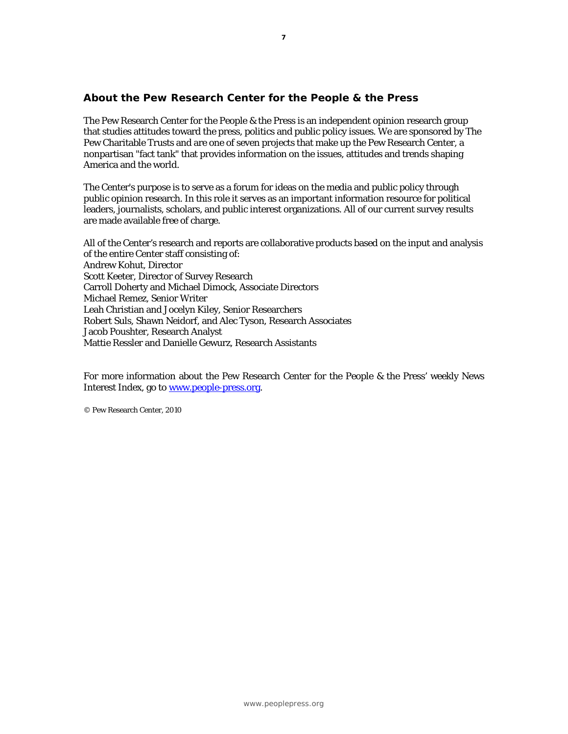## About the Pew Research Center for the People & the Press

The Pew Research Center for the People & the Press is an independent opinion research group that studies attitudes toward the press, politics and public policy issues. We are sponsored by The Pew Charitable Trusts and are one of seven projects that make up the Pew Research Center, a nonpartisan "fact tank" that provides information on the issues, attitudes and trends shaping America and the world.

The Center's purpose is to serve as a forum for ideas on the media and public policy through public opinion research. In this role it serves as an important information resource for political leaders, journalists, scholars, and public interest organizations. All of our current survey results are made available free of charge.

All of the Center's research and reports are collaborative products based on the input and analysis of the entire Center staff consisting of:
Andrew Kohut, Director
Scott Keeter, Director of Survey Research
Carroll Doherty and Michael Dimock, Associate Directors
Michael Remez, Senior Writer
Leah Christian and Jocelyn Kiley, Senior Researchers
Robert Suls, Shawn Neidorf, and Alec Tyson, Research Associates
Jacob Poushter, Research Analyst
Mattie Ressler and Danielle Gewurz, Research Assistants

For more information about the Pew Research Center for the People & the Press' weekly News Interest Index, go to www.people-press.org.

© Pew Research Center, 2010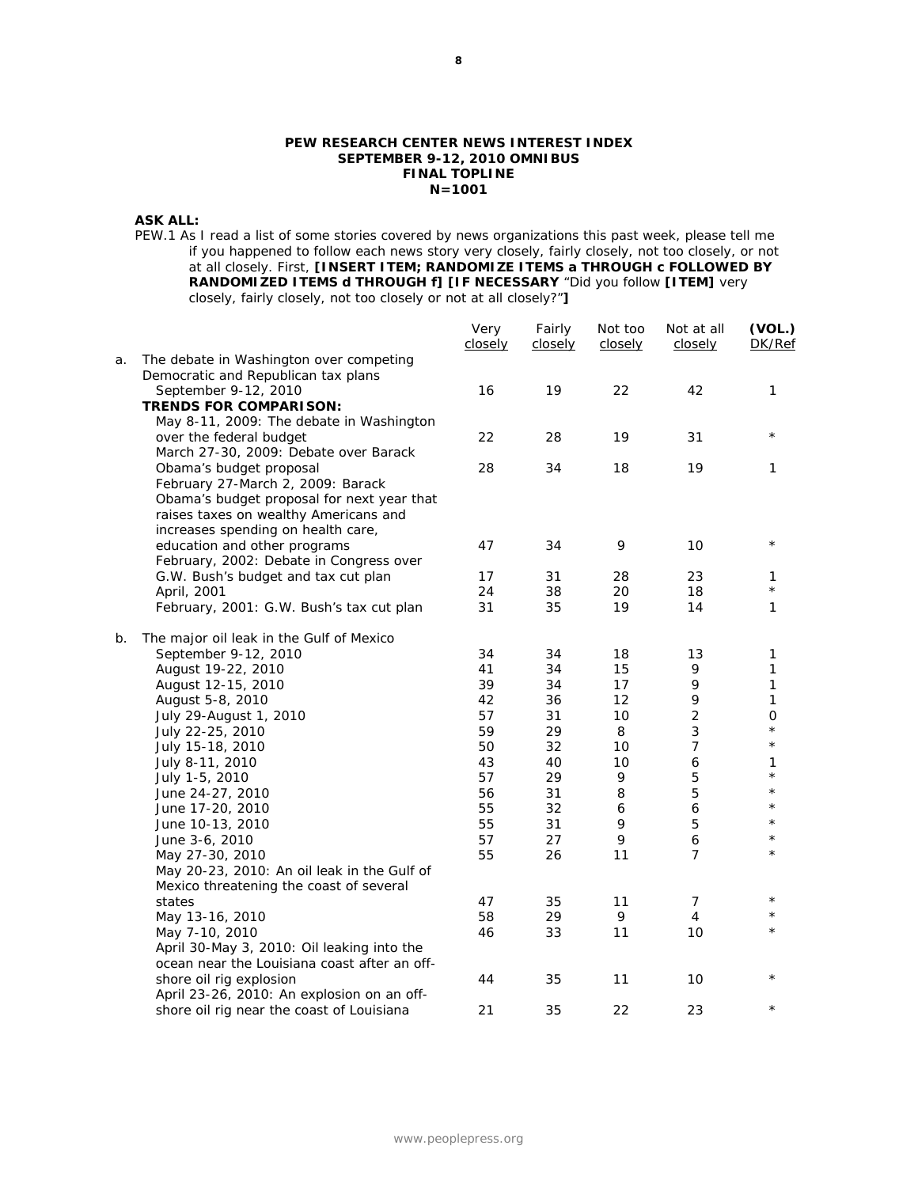**PEW RESEARCH CENTER NEWS INTEREST INDEX**
**SEPTEMBER 9-12, 2010 OMNIBUS**
**FINAL TOPLINE**
**N=1001**

**ASK ALL:**

PEW.1 As I read a list of some stories covered by news organizations this past week, please tell me if you happened to follow each news story very closely, fairly closely, not too closely, or not at all closely. First, **[INSERT ITEM; RANDOMIZE ITEMS a THROUGH c FOLLOWED BY RANDOMIZED ITEMS d THROUGH f] [IF NECESSARY** "Did you follow **[ITEM]** very closely, fairly closely, not too closely or not at all closely?"**]**

| | Very closely | Fairly closely | Not too closely | Not at all closely | (VOL.) DK/Ref |
|---|---|---|---|---|---|
| a. The debate in Washington over competing Democratic and Republican tax plans | | | | | |
| September 9-12, 2010 | 16 | 19 | 22 | 42 | 1 |
| **TRENDS FOR COMPARISON:** | | | | | |
| May 8-11, 2009: The debate in Washington over the federal budget | 22 | 28 | 19 | 31 | * |
| March 27-30, 2009: Debate over Barack Obama's budget proposal | 28 | 34 | 18 | 19 | 1 |
| February 27-March 2, 2009: Barack Obama's budget proposal for next year that raises taxes on wealthy Americans and increases spending on health care, education and other programs | 47 | 34 | 9 | 10 | * |
| February, 2002: Debate in Congress over G.W. Bush's budget and tax cut plan | 17 | 31 | 28 | 23 | 1 |
| April, 2001 | 24 | 38 | 20 | 18 | * |
| February, 2001: G.W. Bush's tax cut plan | 31 | 35 | 19 | 14 | 1 |
| b. The major oil leak in the Gulf of Mexico | | | | | |
| September 9-12, 2010 | 34 | 34 | 18 | 13 | 1 |
| August 19-22, 2010 | 41 | 34 | 15 | 9 | 1 |
| August 12-15, 2010 | 39 | 34 | 17 | 9 | 1 |
| August 5-8, 2010 | 42 | 36 | 12 | 9 | 1 |
| July 29-August 1, 2010 | 57 | 31 | 10 | 2 | 0 |
| July 22-25, 2010 | 59 | 29 | 8 | 3 | * |
| July 15-18, 2010 | 50 | 32 | 10 | 7 | * |
| July 8-11, 2010 | 43 | 40 | 10 | 6 | 1 |
| July 1-5, 2010 | 57 | 29 | 9 | 5 | * |
| June 24-27, 2010 | 56 | 31 | 8 | 5 | * |
| June 17-20, 2010 | 55 | 32 | 6 | 6 | * |
| June 10-13, 2010 | 55 | 31 | 9 | 5 | * |
| June 3-6, 2010 | 57 | 27 | 9 | 6 | * |
| May 27-30, 2010 | 55 | 26 | 11 | 7 | * |
| May 20-23, 2010: An oil leak in the Gulf of Mexico threatening the coast of several states | 47 | 35 | 11 | 7 | * |
| May 13-16, 2010 | 58 | 29 | 9 | 4 | * |
| May 7-10, 2010 | 46 | 33 | 11 | 10 | * |
| April 30-May 3, 2010: Oil leaking into the ocean near the Louisiana coast after an off-shore oil rig explosion | 44 | 35 | 11 | 10 | * |
| April 23-26, 2010: An explosion on an off-shore oil rig near the coast of Louisiana | 21 | 35 | 22 | 23 | * |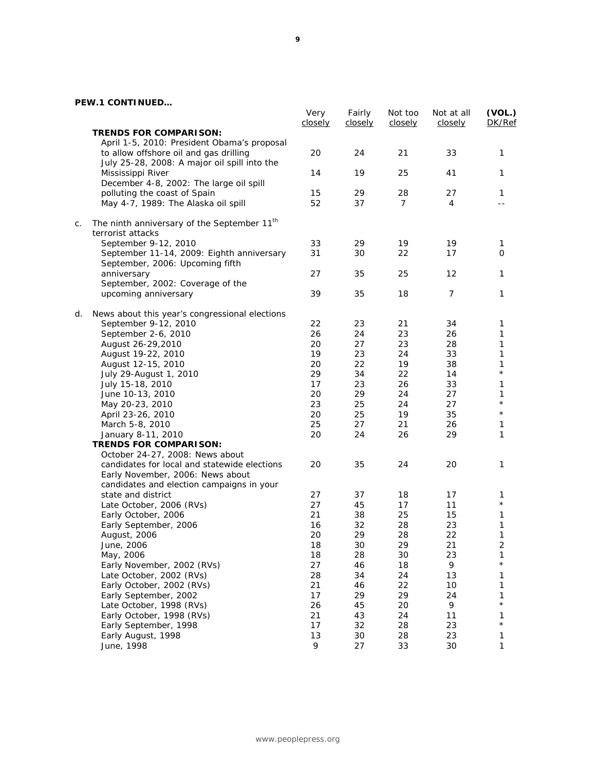**PEW.1 CONTINUED…**

| | Very closely | Fairly closely | Not too closely | Not at all closely | (VOL.) DK/Ref |
|---|---|---|---|---|---|
| **TRENDS FOR COMPARISON:** | | | | | |
| April 1-5, 2010: President Obama's proposal to allow offshore oil and gas drilling | 20 | 24 | 21 | 33 | 1 |
| July 25-28, 2008: A major oil spill into the Mississippi River | 14 | 19 | 25 | 41 | 1 |
| December 4-8, 2002: The large oil spill polluting the coast of Spain | 15 | 29 | 28 | 27 | 1 |
| May 4-7, 1989: The Alaska oil spill | 52 | 37 | 7 | 4 | -- |
| c. The ninth anniversary of the September 11th terrorist attacks | | | | | |
| September 9-12, 2010 | 33 | 29 | 19 | 19 | 1 |
| September 11-14, 2009: Eighth anniversary | 31 | 30 | 22 | 17 | 0 |
| September, 2006: Upcoming fifth anniversary | 27 | 35 | 25 | 12 | 1 |
| September, 2002: Coverage of the upcoming anniversary | 39 | 35 | 18 | 7 | 1 |
| d. News about this year's congressional elections | | | | | |
| September 9-12, 2010 | 22 | 23 | 21 | 34 | 1 |
| September 2-6, 2010 | 26 | 24 | 23 | 26 | 1 |
| August 26-29,2010 | 20 | 27 | 23 | 28 | 1 |
| August 19-22, 2010 | 19 | 23 | 24 | 33 | 1 |
| August 12-15, 2010 | 20 | 22 | 19 | 38 | 1 |
| July 29-August 1, 2010 | 29 | 34 | 22 | 14 | * |
| July 15-18, 2010 | 17 | 23 | 26 | 33 | 1 |
| June 10-13, 2010 | 20 | 29 | 24 | 27 | 1 |
| May 20-23, 2010 | 23 | 25 | 24 | 27 | * |
| April 23-26, 2010 | 20 | 25 | 19 | 35 | * |
| March 5-8, 2010 | 25 | 27 | 21 | 26 | 1 |
| January 8-11, 2010 | 20 | 24 | 26 | 29 | 1 |
| **TRENDS FOR COMPARISON:** | | | | | |
| October 24-27, 2008: News about candidates for local and statewide elections | 20 | 35 | 24 | 20 | 1 |
| Early November, 2006: News about candidates and election campaigns in your state and district | 27 | 37 | 18 | 17 | 1 |
| Late October, 2006 (RVs) | 27 | 45 | 17 | 11 | * |
| Early October, 2006 | 21 | 38 | 25 | 15 | 1 |
| Early September, 2006 | 16 | 32 | 28 | 23 | 1 |
| August, 2006 | 20 | 29 | 28 | 22 | 1 |
| June, 2006 | 18 | 30 | 29 | 21 | 2 |
| May, 2006 | 18 | 28 | 30 | 23 | 1 |
| Early November, 2002 (RVs) | 27 | 46 | 18 | 9 | * |
| Late October, 2002 (RVs) | 28 | 34 | 24 | 13 | 1 |
| Early October, 2002 (RVs) | 21 | 46 | 22 | 10 | 1 |
| Early September, 2002 | 17 | 29 | 29 | 24 | 1 |
| Late October, 1998 (RVs) | 26 | 45 | 20 | 9 | * |
| Early October, 1998 (RVs) | 21 | 43 | 24 | 11 | 1 |
| Early September, 1998 | 17 | 32 | 28 | 23 | * |
| Early August, 1998 | 13 | 30 | 28 | 23 | 1 |
| June, 1998 | 9 | 27 | 33 | 30 | 1 |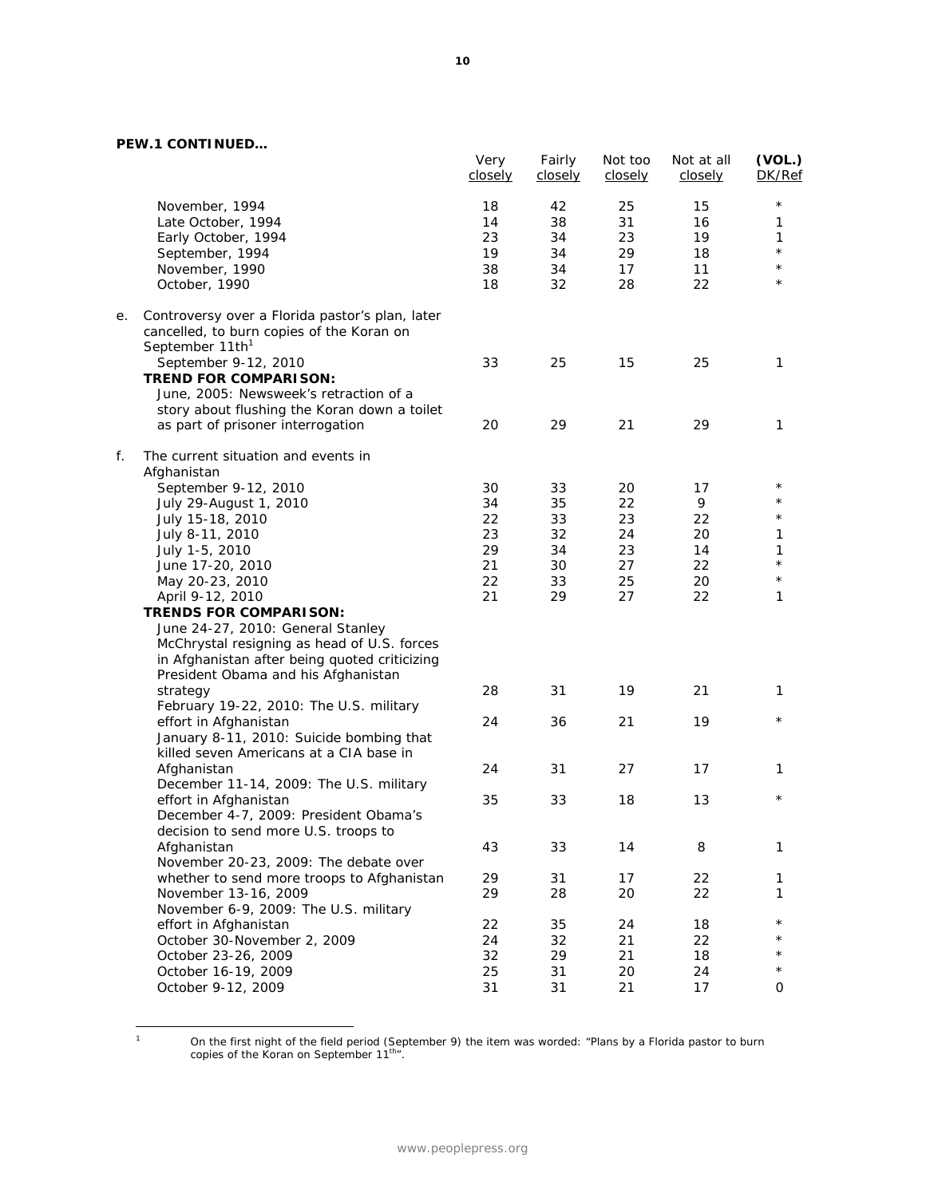**PEW.1 CONTINUED…**

| | Very closely | Fairly closely | Not too closely | Not at all closely | (VOL.) DK/Ref |
|---|---|---|---|---|---|
| November, 1994 | 18 | 42 | 25 | 15 | * |
| Late October, 1994 | 14 | 38 | 31 | 16 | 1 |
| Early October, 1994 | 23 | 34 | 23 | 19 | 1 |
| September, 1994 | 19 | 34 | 29 | 18 | * |
| November, 1990 | 38 | 34 | 17 | 11 | * |
| October, 1990 | 18 | 32 | 28 | 22 | * |
| e. Controversy over a Florida pastor's plan, later cancelled, to burn copies of the Koran on September 11th[1] | | | | | |
| September 9-12, 2010 | 33 | 25 | 15 | 25 | 1 |
| **TREND FOR COMPARISON:** | | | | | |
| June, 2005: Newsweek's retraction of a story about flushing the Koran down a toilet as part of prisoner interrogation | 20 | 29 | 21 | 29 | 1 |
| f. The current situation and events in Afghanistan | | | | | |
| September 9-12, 2010 | 30 | 33 | 20 | 17 | * |
| July 29-August 1, 2010 | 34 | 35 | 22 | 9 | * |
| July 15-18, 2010 | 22 | 33 | 23 | 22 | * |
| July 8-11, 2010 | 23 | 32 | 24 | 20 | 1 |
| July 1-5, 2010 | 29 | 34 | 23 | 14 | 1 |
| June 17-20, 2010 | 21 | 30 | 27 | 22 | * |
| May 20-23, 2010 | 22 | 33 | 25 | 20 | * |
| April 9-12, 2010 | 21 | 29 | 27 | 22 | 1 |
| **TRENDS FOR COMPARISON:** | | | | | |
| June 24-27, 2010: General Stanley McChrystal resigning as head of U.S. forces in Afghanistan after being quoted criticizing President Obama and his Afghanistan strategy | 28 | 31 | 19 | 21 | 1 |
| February 19-22, 2010: The U.S. military effort in Afghanistan | 24 | 36 | 21 | 19 | * |
| January 8-11, 2010: Suicide bombing that killed seven Americans at a CIA base in Afghanistan | 24 | 31 | 27 | 17 | 1 |
| December 11-14, 2009: The U.S. military effort in Afghanistan | 35 | 33 | 18 | 13 | * |
| December 4-7, 2009: President Obama's decision to send more U.S. troops to Afghanistan | 43 | 33 | 14 | 8 | 1 |
| November 20-23, 2009: The debate over whether to send more troops to Afghanistan | 29 | 31 | 17 | 22 | 1 |
| November 13-16, 2009 | 29 | 28 | 20 | 22 | 1 |
| November 6-9, 2009: The U.S. military effort in Afghanistan | 22 | 35 | 24 | 18 | * |
| October 30-November 2, 2009 | 24 | 32 | 21 | 22 | * |
| October 23-26, 2009 | 32 | 29 | 21 | 18 | * |
| October 16-19, 2009 | 25 | 31 | 20 | 24 | * |
| October 9-12, 2009 | 31 | 31 | 21 | 17 | 0 |

[1] On the first night of the field period (September 9) the item was worded: "Plans by a Florida pastor to burn copies of the Koran on September 11th".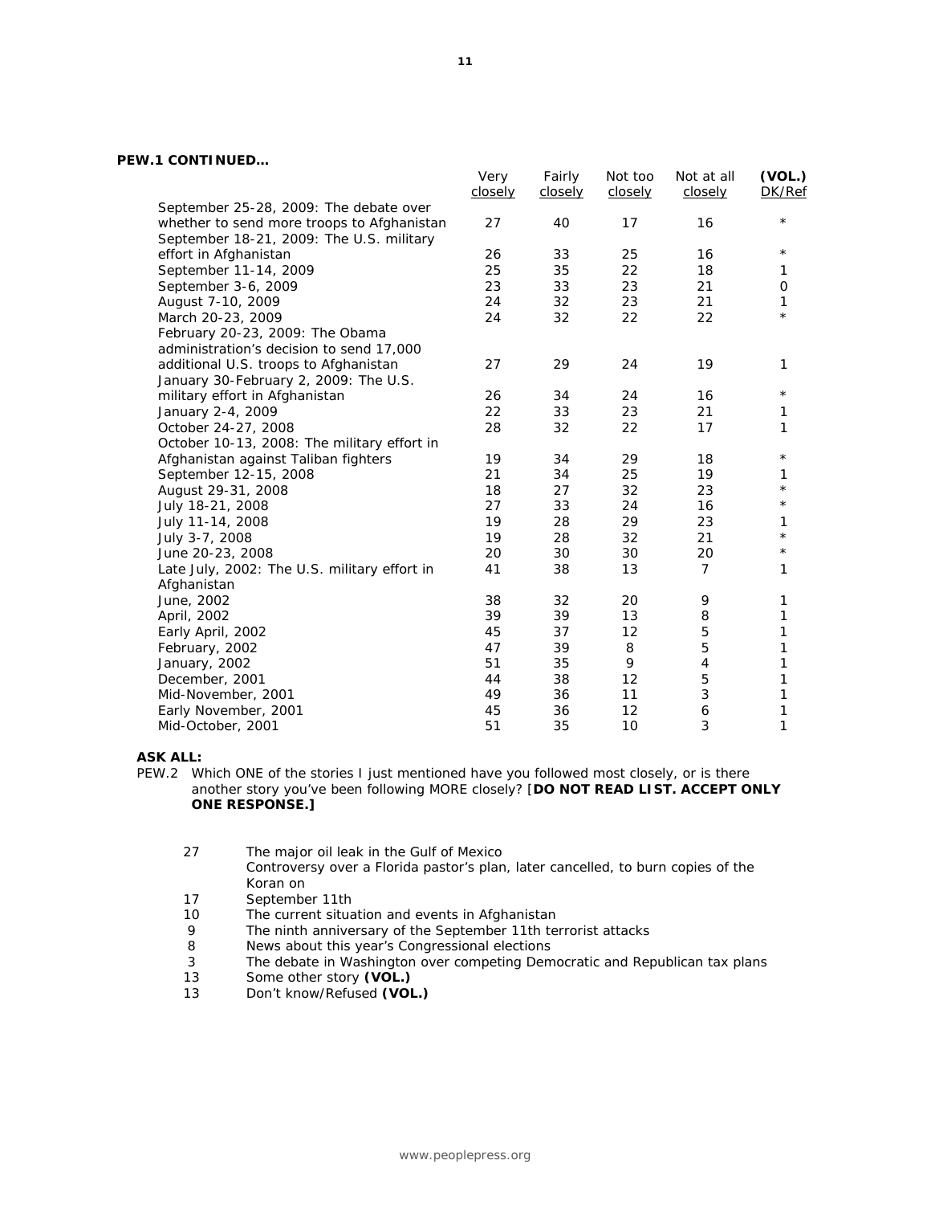**PEW.1 CONTINUED…**

| | Very closely | Fairly closely | Not too closely | Not at all closely | (VOL.) DK/Ref |
|---|---|---|---|---|---|
| September 25-28, 2009: The debate over whether to send more troops to Afghanistan | 27 | 40 | 17 | 16 | * |
| September 18-21, 2009: The U.S. military effort in Afghanistan | 26 | 33 | 25 | 16 | * |
| September 11-14, 2009 | 25 | 35 | 22 | 18 | 1 |
| September 3-6, 2009 | 23 | 33 | 23 | 21 | 0 |
| August 7-10, 2009 | 24 | 32 | 23 | 21 | 1 |
| March 20-23, 2009 | 24 | 32 | 22 | 22 | * |
| February 20-23, 2009: The Obama administration's decision to send 17,000 additional U.S. troops to Afghanistan | 27 | 29 | 24 | 19 | 1 |
| January 30-February 2, 2009: The U.S. military effort in Afghanistan | 26 | 34 | 24 | 16 | * |
| January 2-4, 2009 | 22 | 33 | 23 | 21 | 1 |
| October 24-27, 2008 | 28 | 32 | 22 | 17 | 1 |
| October 10-13, 2008: The military effort in Afghanistan against Taliban fighters | 19 | 34 | 29 | 18 | * |
| September 12-15, 2008 | 21 | 34 | 25 | 19 | 1 |
| August 29-31, 2008 | 18 | 27 | 32 | 23 | * |
| July 18-21, 2008 | 27 | 33 | 24 | 16 | * |
| July 11-14, 2008 | 19 | 28 | 29 | 23 | 1 |
| July 3-7, 2008 | 19 | 28 | 32 | 21 | * |
| June 20-23, 2008 | 20 | 30 | 30 | 20 | * |
| Late July, 2002: The U.S. military effort in Afghanistan | 41 | 38 | 13 | 7 | 1 |
| June, 2002 | 38 | 32 | 20 | 9 | 1 |
| April, 2002 | 39 | 39 | 13 | 8 | 1 |
| Early April, 2002 | 45 | 37 | 12 | 5 | 1 |
| February, 2002 | 47 | 39 | 8 | 5 | 1 |
| January, 2002 | 51 | 35 | 9 | 4 | 1 |
| December, 2001 | 44 | 38 | 12 | 5 | 1 |
| Mid-November, 2001 | 49 | 36 | 11 | 3 | 1 |
| Early November, 2001 | 45 | 36 | 12 | 6 | 1 |
| Mid-October, 2001 | 51 | 35 | 10 | 3 | 1 |

**ASK ALL:**

PEW.2 Which ONE of the stories I just mentioned have you followed most closely, or is there another story you've been following MORE closely? [**DO NOT READ LIST. ACCEPT ONLY ONE RESPONSE.]**

27 The major oil leak in the Gulf of Mexico
Controversy over a Florida pastor's plan, later cancelled, to burn copies of the Koran on
17 September 11th
10 The current situation and events in Afghanistan
9 The ninth anniversary of the September 11th terrorist attacks
8 News about this year's Congressional elections
3 The debate in Washington over competing Democratic and Republican tax plans
13 Some other story **(VOL.)**
13 Don't know/Refused **(VOL.)**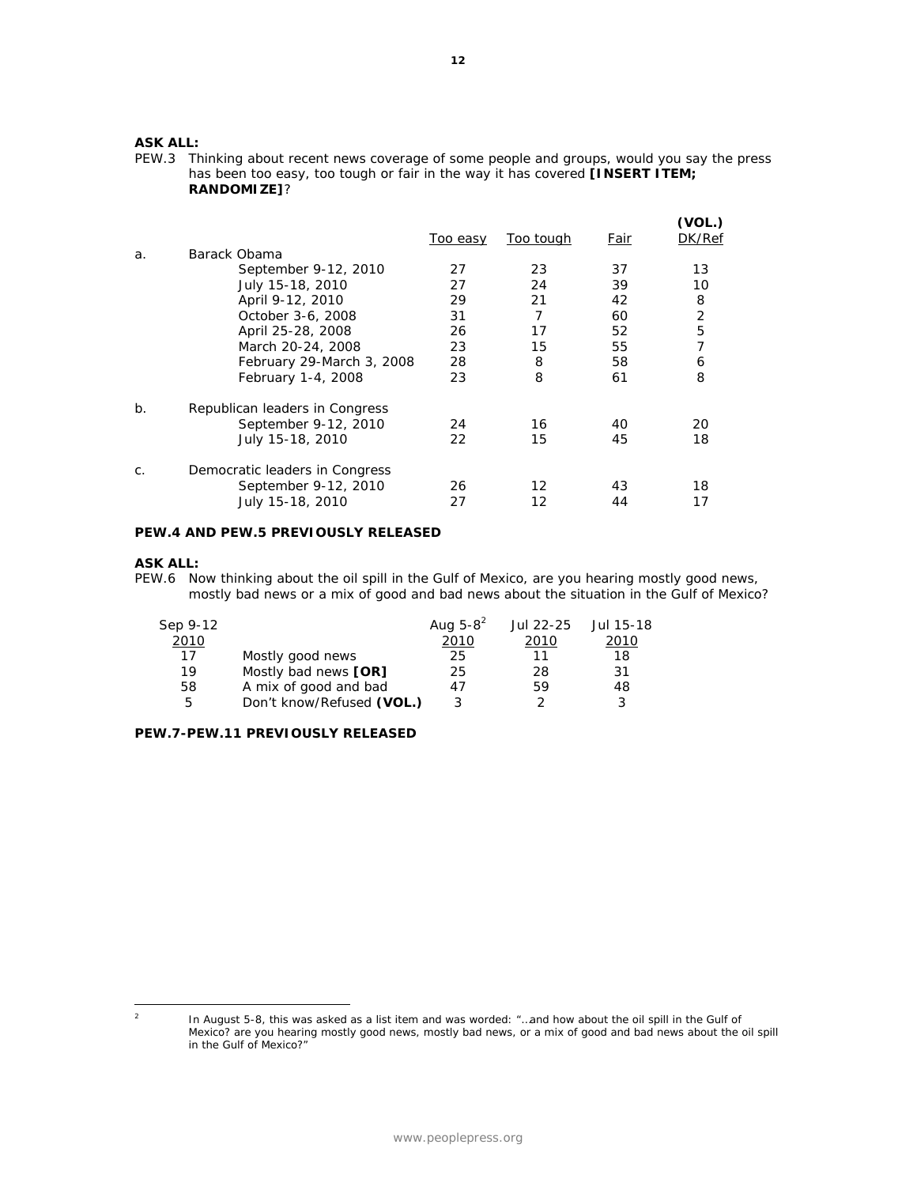**ASK ALL:**

PEW.3 Thinking about recent news coverage of some people and groups, would you say the press has been too easy, too tough or fair in the way it has covered **[INSERT ITEM; RANDOMIZE]**?

| | | Too easy | Too tough | Fair | (VOL.) DK/Ref |
|---|---|---|---|---|---|
| a. | Barack Obama | | | | |
| | September 9-12, 2010 | 27 | 23 | 37 | 13 |
| | July 15-18, 2010 | 27 | 24 | 39 | 10 |
| | April 9-12, 2010 | 29 | 21 | 42 | 8 |
| | October 3-6, 2008 | 31 | 7 | 60 | 2 |
| | April 25-28, 2008 | 26 | 17 | 52 | 5 |
| | March 20-24, 2008 | 23 | 15 | 55 | 7 |
| | February 29-March 3, 2008 | 28 | 8 | 58 | 6 |
| | February 1-4, 2008 | 23 | 8 | 61 | 8 |
| b. | Republican leaders in Congress | | | | |
| | September 9-12, 2010 | 24 | 16 | 40 | 20 |
| | July 15-18, 2010 | 22 | 15 | 45 | 18 |
| c. | Democratic leaders in Congress | | | | |
| | September 9-12, 2010 | 26 | 12 | 43 | 18 |
| | July 15-18, 2010 | 27 | 12 | 44 | 17 |

**PEW.4 AND PEW.5 PREVIOUSLY RELEASED**

**ASK ALL:**

PEW.6 Now thinking about the oil spill in the Gulf of Mexico, are you hearing mostly good news, mostly bad news or a mix of good and bad news about the situation in the Gulf of Mexico?

| Sep 9-12 2010 | | Aug 5-8[2] 2010 | Jul 22-25 2010 | Jul 15-18 2010 |
|---|---|---|---|---|
| 17 | Mostly good news | 25 | 11 | 18 |
| 19 | Mostly bad news **[OR]** | 25 | 28 | 31 |
| 58 | A mix of good and bad | 47 | 59 | 48 |
| 5 | Don't know/Refused **(VOL.)** | 3 | 2 | 3 |

**PEW.7-PEW.11 PREVIOUSLY RELEASED**

---

[2] In August 5-8, this was asked as a list item and was worded: "…and how about the oil spill in the Gulf of Mexico? are you hearing mostly good news, mostly bad news, or a mix of good and bad news about the oil spill in the Gulf of Mexico?"